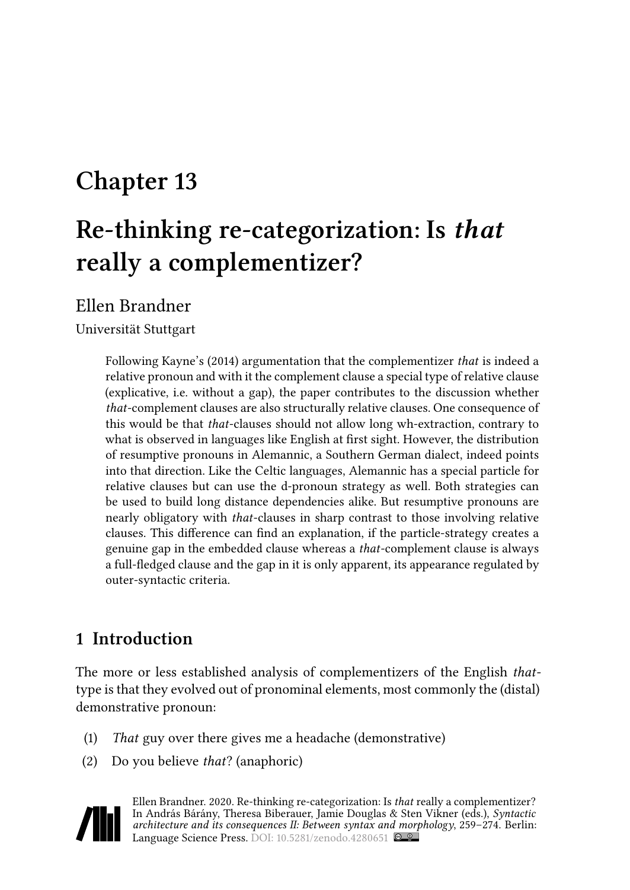# Chapter 13

# Re-thinking re-categorization: Is *that* really a complementizer?

Ellen Brandner

Universität Stuttgart

Following Kayne's (2014) argumentation that the complementizer *that* is indeed a relative pronoun and with it the complement clause a special type of relative clause (explicative, i.e. without a gap), the paper contributes to the discussion whether *that*-complement clauses are also structurally relative clauses. One consequence of this would be that *that*-clauses should not allow long wh-extraction, contrary to what is observed in languages like English at first sight. However, the distribution of resumptive pronouns in Alemannic, a Southern German dialect, indeed points into that direction. Like the Celtic languages, Alemannic has a special particle for relative clauses but can use the d-pronoun strategy as well. Both strategies can be used to build long distance dependencies alike. But resumptive pronouns are nearly obligatory with *that*-clauses in sharp contrast to those involving relative clauses. This difference can find an explanation, if the particle-strategy creates a genuine gap in the embedded clause whereas a *that*-complement clause is always a full-fledged clause and the gap in it is only apparent, its appearance regulated by outer-syntactic criteria.

## 1 Introduction

The more or less established analysis of complementizers of the English *that*-type is that they evolved out of pronominal elements, most commonly the (distal) demonstrative pronoun:

(1) *That* guy over there gives me a headache (demonstrative)

(2) Do you believe *that*? (anaphoric)

Ellen Brandner. 2020. Re-thinking re-categorization: Is *that* really a complementizer? In András Bárány, Theresa Biberauer, Jamie Douglas & Sten Vikner (eds.), *Syntactic architecture and its consequences II: Between syntax and morphology*, 259–274. Berlin: Language Science Press. DOI: 10.5281/zenodo.4280651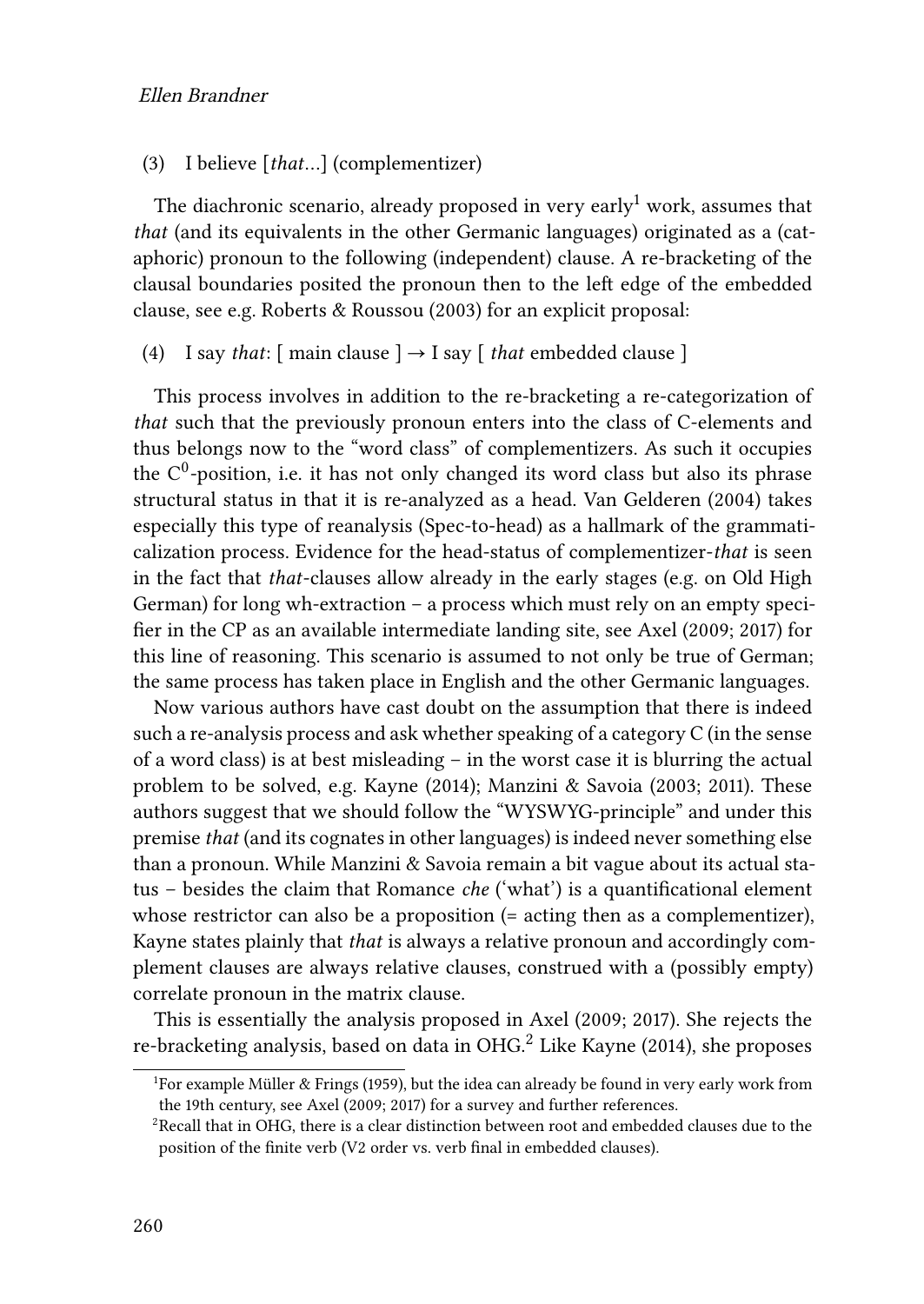(3) I believe [*that*…] (complementizer)

The diachronic scenario, already proposed in very early[1] work, assumes that *that* (and its equivalents in the other Germanic languages) originated as a (cataphoric) pronoun to the following (independent) clause. A re-bracketing of the clausal boundaries posited the pronoun then to the left edge of the embedded clause, see e.g. Roberts & Roussou (2003) for an explicit proposal:

(4) I say *that*: [ main clause ] → I say [ *that* embedded clause ]

This process involves in addition to the re-bracketing a re-categorization of *that* such that the previously pronoun enters into the class of C-elements and thus belongs now to the "word class" of complementizers. As such it occupies the $C^0$-position, i.e. it has not only changed its word class but also its phrase structural status in that it is re-analyzed as a head. Van Gelderen (2004) takes especially this type of reanalysis (Spec-to-head) as a hallmark of the grammaticalization process. Evidence for the head-status of complementizer-*that* is seen in the fact that *that*-clauses allow already in the early stages (e.g. on Old High German) for long wh-extraction – a process which must rely on an empty specifier in the CP as an available intermediate landing site, see Axel (2009; 2017) for this line of reasoning. This scenario is assumed to not only be true of German; the same process has taken place in English and the other Germanic languages.

Now various authors have cast doubt on the assumption that there is indeed such a re-analysis process and ask whether speaking of a category C (in the sense of a word class) is at best misleading – in the worst case it is blurring the actual problem to be solved, e.g. Kayne (2014); Manzini & Savoia (2003; 2011). These authors suggest that we should follow the "WYSWYG-principle" and under this premise *that* (and its cognates in other languages) is indeed never something else than a pronoun. While Manzini & Savoia remain a bit vague about its actual status – besides the claim that Romance *che* ('what') is a quantificational element whose restrictor can also be a proposition (= acting then as a complementizer), Kayne states plainly that *that* is always a relative pronoun and accordingly complement clauses are always relative clauses, construed with a (possibly empty) correlate pronoun in the matrix clause.

This is essentially the analysis proposed in Axel (2009; 2017). She rejects the re-bracketing analysis, based on data in OHG.[2] Like Kayne (2014), she proposes

[1] For example Müller & Frings (1959), but the idea can already be found in very early work from the 19th century, see Axel (2009; 2017) for a survey and further references.

[2] Recall that in OHG, there is a clear distinction between root and embedded clauses due to the position of the finite verb (V2 order vs. verb final in embedded clauses).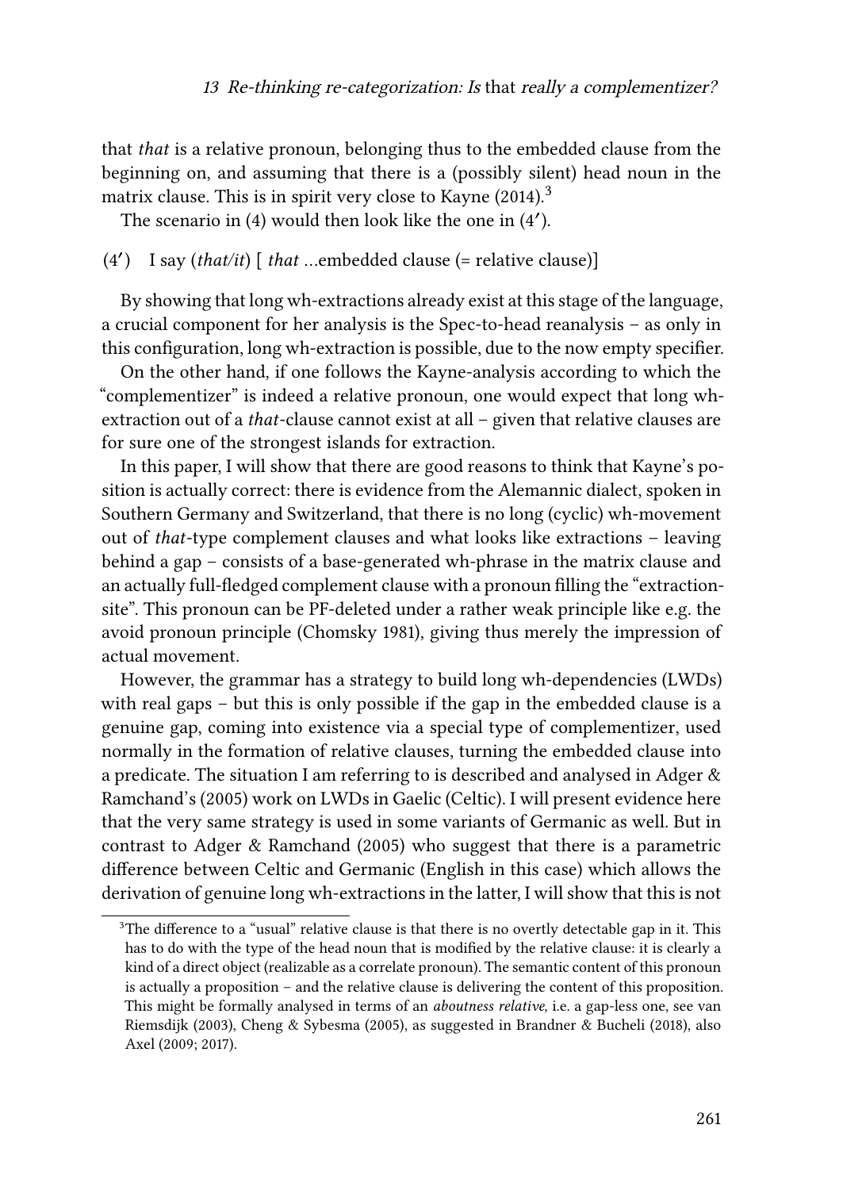that *that* is a relative pronoun, belonging thus to the embedded clause from the beginning on, and assuming that there is a (possibly silent) head noun in the matrix clause. This is in spirit very close to Kayne (2014).[3]

The scenario in (4) would then look like the one in (4′).

(4′) I say (*that/it*) [ *that* …embedded clause (= relative clause)]

By showing that long wh-extractions already exist at this stage of the language, a crucial component for her analysis is the Spec-to-head reanalysis – as only in this configuration, long wh-extraction is possible, due to the now empty specifier.

On the other hand, if one follows the Kayne-analysis according to which the "complementizer" is indeed a relative pronoun, one would expect that long wh-extraction out of a *that*-clause cannot exist at all – given that relative clauses are for sure one of the strongest islands for extraction.

In this paper, I will show that there are good reasons to think that Kayne's position is actually correct: there is evidence from the Alemannic dialect, spoken in Southern Germany and Switzerland, that there is no long (cyclic) wh-movement out of *that*-type complement clauses and what looks like extractions – leaving behind a gap – consists of a base-generated wh-phrase in the matrix clause and an actually full-fledged complement clause with a pronoun filling the "extraction-site". This pronoun can be PF-deleted under a rather weak principle like e.g. the avoid pronoun principle (Chomsky 1981), giving thus merely the impression of actual movement.

However, the grammar has a strategy to build long wh-dependencies (LWDs) with real gaps – but this is only possible if the gap in the embedded clause is a genuine gap, coming into existence via a special type of complementizer, used normally in the formation of relative clauses, turning the embedded clause into a predicate. The situation I am referring to is described and analysed in Adger & Ramchand's (2005) work on LWDs in Gaelic (Celtic). I will present evidence here that the very same strategy is used in some variants of Germanic as well. But in contrast to Adger & Ramchand (2005) who suggest that there is a parametric difference between Celtic and Germanic (English in this case) which allows the derivation of genuine long wh-extractions in the latter, I will show that this is not

[3]The difference to a "usual" relative clause is that there is no overtly detectable gap in it. This has to do with the type of the head noun that is modified by the relative clause: it is clearly a kind of a direct object (realizable as a correlate pronoun). The semantic content of this pronoun is actually a proposition – and the relative clause is delivering the content of this proposition. This might be formally analysed in terms of an *aboutness relative*, i.e. a gap-less one, see van Riemsdijk (2003), Cheng & Sybesma (2005), as suggested in Brandner & Bucheli (2018), also Axel (2009; 2017).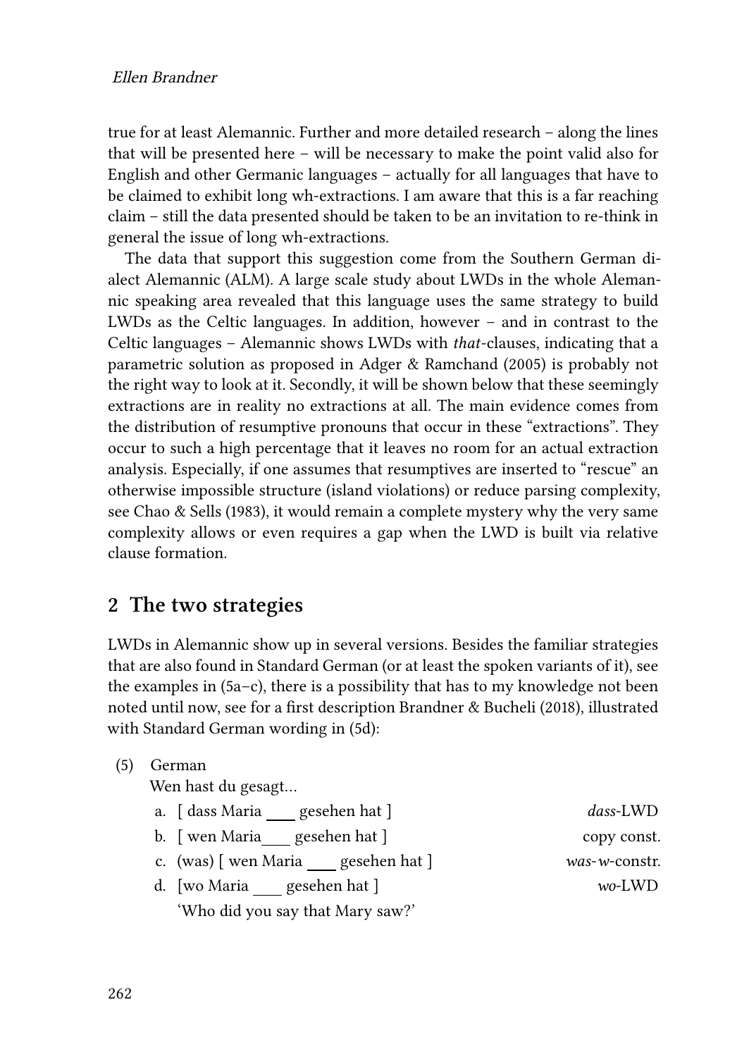true for at least Alemannic. Further and more detailed research – along the lines that will be presented here – will be necessary to make the point valid also for English and other Germanic languages – actually for all languages that have to be claimed to exhibit long wh-extractions. I am aware that this is a far reaching claim – still the data presented should be taken to be an invitation to re-think in general the issue of long wh-extractions.

The data that support this suggestion come from the Southern German dialect Alemannic (ALM). A large scale study about LWDs in the whole Alemannic speaking area revealed that this language uses the same strategy to build LWDs as the Celtic languages. In addition, however – and in contrast to the Celtic languages – Alemannic shows LWDs with *that*-clauses, indicating that a parametric solution as proposed in Adger & Ramchand (2005) is probably not the right way to look at it. Secondly, it will be shown below that these seemingly extractions are in reality no extractions at all. The main evidence comes from the distribution of resumptive pronouns that occur in these "extractions". They occur to such a high percentage that it leaves no room for an actual extraction analysis. Especially, if one assumes that resumptives are inserted to "rescue" an otherwise impossible structure (island violations) or reduce parsing complexity, see Chao & Sells (1983), it would remain a complete mystery why the very same complexity allows or even requires a gap when the LWD is built via relative clause formation.

## 2 The two strategies

LWDs in Alemannic show up in several versions. Besides the familiar strategies that are also found in Standard German (or at least the spoken variants of it), see the examples in (5a–c), there is a possibility that has to my knowledge not been noted until now, see for a first description Brandner & Bucheli (2018), illustrated with Standard German wording in (5d):

(5) German

Wen hast du gesagt…

a. [ dass Maria ___ gesehen hat ] *dass*-LWD

b. [ wen Maria___ gesehen hat ] copy const.

c. (was) [ wen Maria ___ gesehen hat ] *was*-*w*-constr.

d. [wo Maria ___ gesehen hat ] *wo*-LWD

'Who did you say that Mary saw?'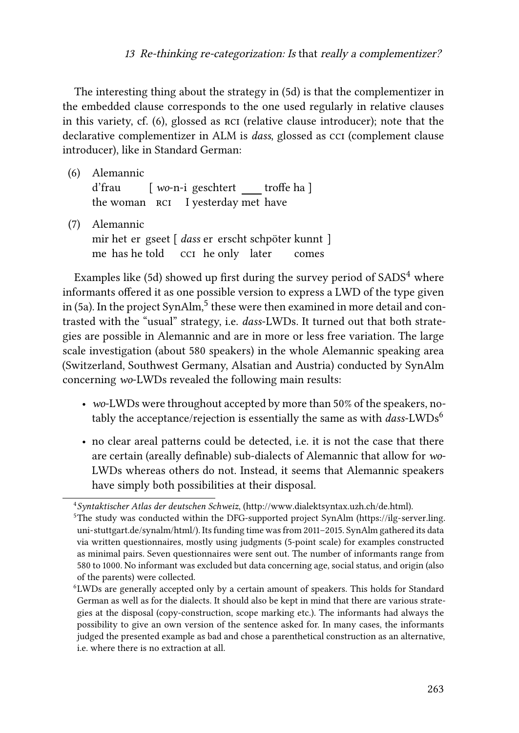The interesting thing about the strategy in (5d) is that the complementizer in the embedded clause corresponds to the one used regularly in relative clauses in this variety, cf. (6), glossed as RCI (relative clause introducer); note that the declarative complementizer in ALM is *dass*, glossed as CCI (complement clause introducer), like in Standard German:

(6) Alemannic
d'frau [ *wo*-n-i geschtert ___ troffe ha ]
the woman RCI I yesterday met have

(7) Alemannic
mir het er gseet [ *dass* er erscht schpöter kunnt ]
me has he told CCI he only later comes

Examples like (5d) showed up first during the survey period of SADS[4] where informants offered it as one possible version to express a LWD of the type given in (5a). In the project SynAlm,[5] these were then examined in more detail and contrasted with the "usual" strategy, i.e. *dass*-LWDs. It turned out that both strategies are possible in Alemannic and are in more or less free variation. The large scale investigation (about 580 speakers) in the whole Alemannic speaking area (Switzerland, Southwest Germany, Alsatian and Austria) conducted by SynAlm concerning *wo*-LWDs revealed the following main results:

- *wo*-LWDs were throughout accepted by more than 50% of the speakers, notably the acceptance/rejection is essentially the same as with *dass*-LWDs[6]
- no clear areal patterns could be detected, i.e. it is not the case that there are certain (areally definable) sub-dialects of Alemannic that allow for *wo*-LWDs whereas others do not. Instead, it seems that Alemannic speakers have simply both possibilities at their disposal.

[4] *Syntaktischer Atlas der deutschen Schweiz*, (http://www.dialektsyntax.uzh.ch/de.html).

[5] The study was conducted within the DFG-supported project SynAlm (https://ilg-server.ling.uni-stuttgart.de/synalm/html/). Its funding time was from 2011–2015. SynAlm gathered its data via written questionnaires, mostly using judgments (5-point scale) for examples constructed as minimal pairs. Seven questionnaires were sent out. The number of informants range from 580 to 1000. No informant was excluded but data concerning age, social status, and origin (also of the parents) were collected.

[6] LWDs are generally accepted only by a certain amount of speakers. This holds for Standard German as well as for the dialects. It should also be kept in mind that there are various strategies at the disposal (copy-construction, scope marking etc.). The informants had always the possibility to give an own version of the sentence asked for. In many cases, the informants judged the presented example as bad and chose a parenthetical construction as an alternative, i.e. where there is no extraction at all.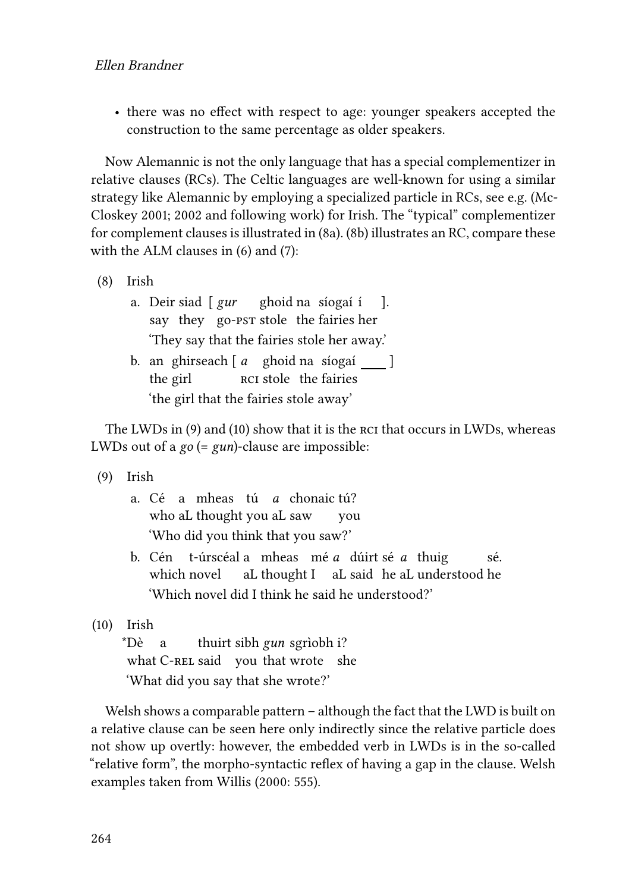- there was no effect with respect to age: younger speakers accepted the construction to the same percentage as older speakers.

Now Alemannic is not the only language that has a special complementizer in relative clauses (RCs). The Celtic languages are well-known for using a similar strategy like Alemannic by employing a specialized particle in RCs, see e.g. (McCloskey 2001; 2002 and following work) for Irish. The "typical" complementizer for complement clauses is illustrated in (8a). (8b) illustrates an RC, compare these with the ALM clauses in (6) and (7):

(8) Irish

a. Deir siad [ *gur* ghoid na síogaí í ].
say they go-PST stole the fairies her
'They say that the fairies stole her away.'

b. an ghirseach [ *a* ghoid na síogaí ___ ]
the girl RCI stole the fairies
'the girl that the fairies stole away'

The LWDs in (9) and (10) show that it is the RCI that occurs in LWDs, whereas LWDs out of a *go* (= *gun*)-clause are impossible:

(9) Irish

a. Cé a mheas tú *a* chonaic tú?
who aL thought you aL saw you
'Who did you think that you saw?'

b. Cén t-úrscéal a mheas mé *a* dúirt sé *a* thuig sé.
which novel aL thought I aL said he aL understood he
'Which novel did I think he said he understood?'

(10) Irish

*Dè a thuirt sibh *gun* sgrìobh i?
what C-REL said you that wrote she
'What did you say that she wrote?'

Welsh shows a comparable pattern – although the fact that the LWD is built on a relative clause can be seen here only indirectly since the relative particle does not show up overtly: however, the embedded verb in LWDs is in the so-called "relative form", the morpho-syntactic reflex of having a gap in the clause. Welsh examples taken from Willis (2000: 555).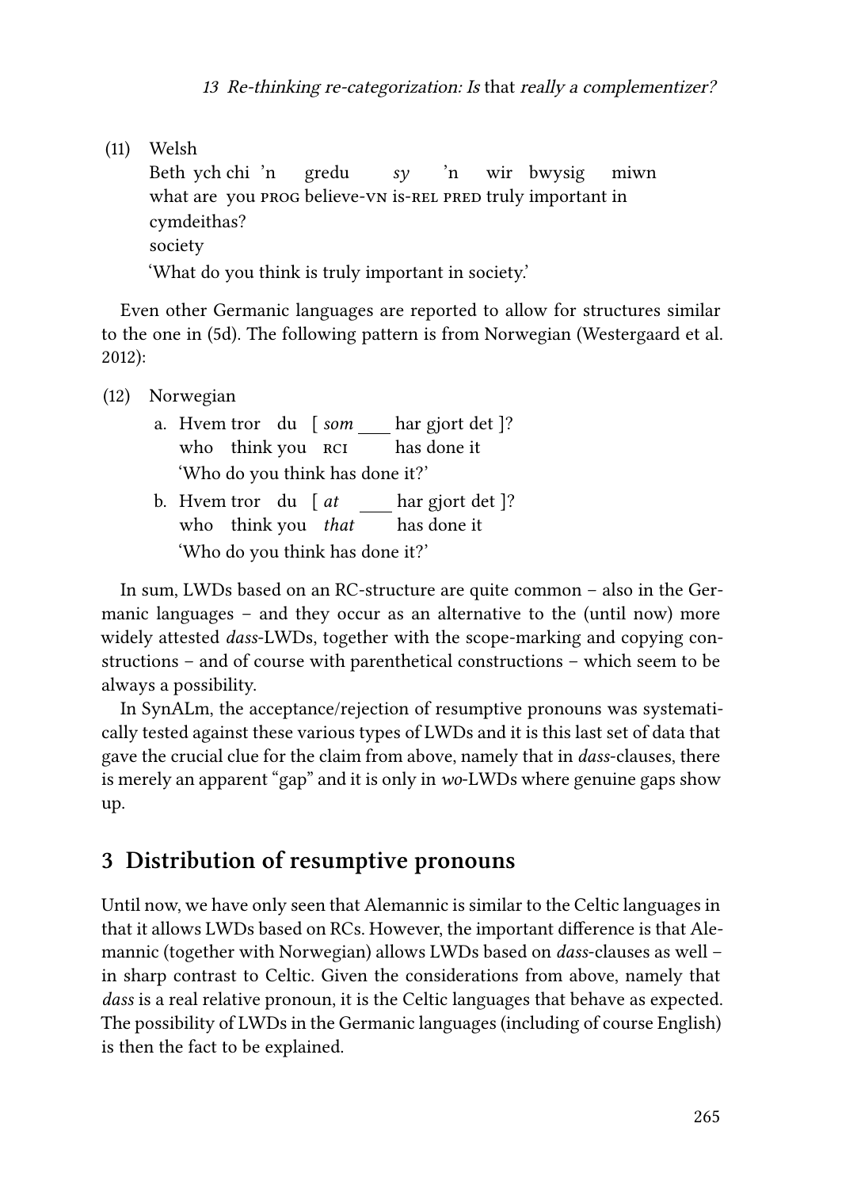(11) Welsh

Beth ych chi 'n gredu *sy* 'n wir bwysig miwn
what are you PROG believe-VN is-REL PRED truly important in
cymdeithas?
society
'What do you think is truly important in society.'

Even other Germanic languages are reported to allow for structures similar to the one in (5d). The following pattern is from Norwegian (Westergaard et al. 2012):

(12) Norwegian

a. Hvem tror du [ *som* ___ har gjort det ]?
who think you RCI has done it
'Who do you think has done it?'

b. Hvem tror du [ *at* ___ har gjort det ]?
who think you *that* has done it
'Who do you think has done it?'

In sum, LWDs based on an RC-structure are quite common – also in the Germanic languages – and they occur as an alternative to the (until now) more widely attested *dass*-LWDs, together with the scope-marking and copying constructions – and of course with parenthetical constructions – which seem to be always a possibility.

In SynALm, the acceptance/rejection of resumptive pronouns was systematically tested against these various types of LWDs and it is this last set of data that gave the crucial clue for the claim from above, namely that in *dass*-clauses, there is merely an apparent "gap" and it is only in *wo*-LWDs where genuine gaps show up.

## 3 Distribution of resumptive pronouns

Until now, we have only seen that Alemannic is similar to the Celtic languages in that it allows LWDs based on RCs. However, the important difference is that Alemannic (together with Norwegian) allows LWDs based on *dass*-clauses as well – in sharp contrast to Celtic. Given the considerations from above, namely that *dass* is a real relative pronoun, it is the Celtic languages that behave as expected. The possibility of LWDs in the Germanic languages (including of course English) is then the fact to be explained.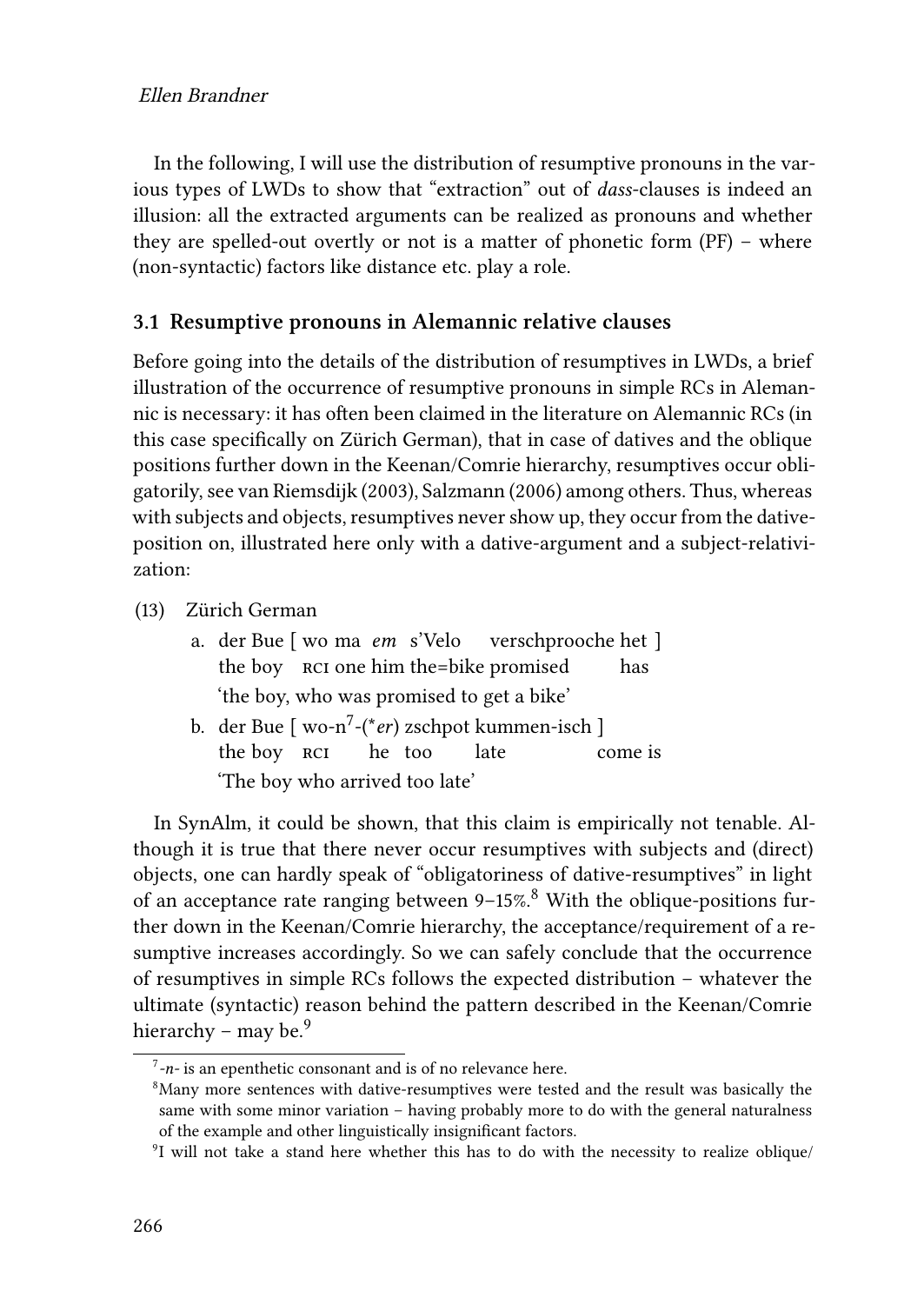In the following, I will use the distribution of resumptive pronouns in the various types of LWDs to show that "extraction" out of *dass*-clauses is indeed an illusion: all the extracted arguments can be realized as pronouns and whether they are spelled-out overtly or not is a matter of phonetic form (PF) – where (non-syntactic) factors like distance etc. play a role.

### 3.1 Resumptive pronouns in Alemannic relative clauses

Before going into the details of the distribution of resumptives in LWDs, a brief illustration of the occurrence of resumptive pronouns in simple RCs in Alemannic is necessary: it has often been claimed in the literature on Alemannic RCs (in this case specifically on Zürich German), that in case of datives and the oblique positions further down in the Keenan/Comrie hierarchy, resumptives occur obligatorily, see van Riemsdijk (2003), Salzmann (2006) among others. Thus, whereas with subjects and objects, resumptives never show up, they occur from the dative-position on, illustrated here only with a dative-argument and a subject-relativization:

(13) Zürich German

a. der Bue [ wo ma *em* s'Velo verschprooche het ]
   the boy RCI one him the=bike promised has
   'the boy, who was promised to get a bike'

b. der Bue [ wo-n[7]-(*​*er*) zschpot kummen-isch ]
   the boy RCI he too late come is
   'The boy who arrived too late'

In SynAlm, it could be shown, that this claim is empirically not tenable. Although it is true that there never occur resumptives with subjects and (direct) objects, one can hardly speak of "obligatoriness of dative-resumptives" in light of an acceptance rate ranging between 9–15%.[8] With the oblique-positions further down in the Keenan/Comrie hierarchy, the acceptance/requirement of a resumptive increases accordingly. So we can safely conclude that the occurrence of resumptives in simple RCs follows the expected distribution – whatever the ultimate (syntactic) reason behind the pattern described in the Keenan/Comrie hierarchy – may be.[9]

---

[7] -*n*- is an epenthetic consonant and is of no relevance here.

[8] Many more sentences with dative-resumptives were tested and the result was basically the same with some minor variation – having probably more to do with the general naturalness of the example and other linguistically insignificant factors.

[9] I will not take a stand here whether this has to do with the necessity to realize oblique/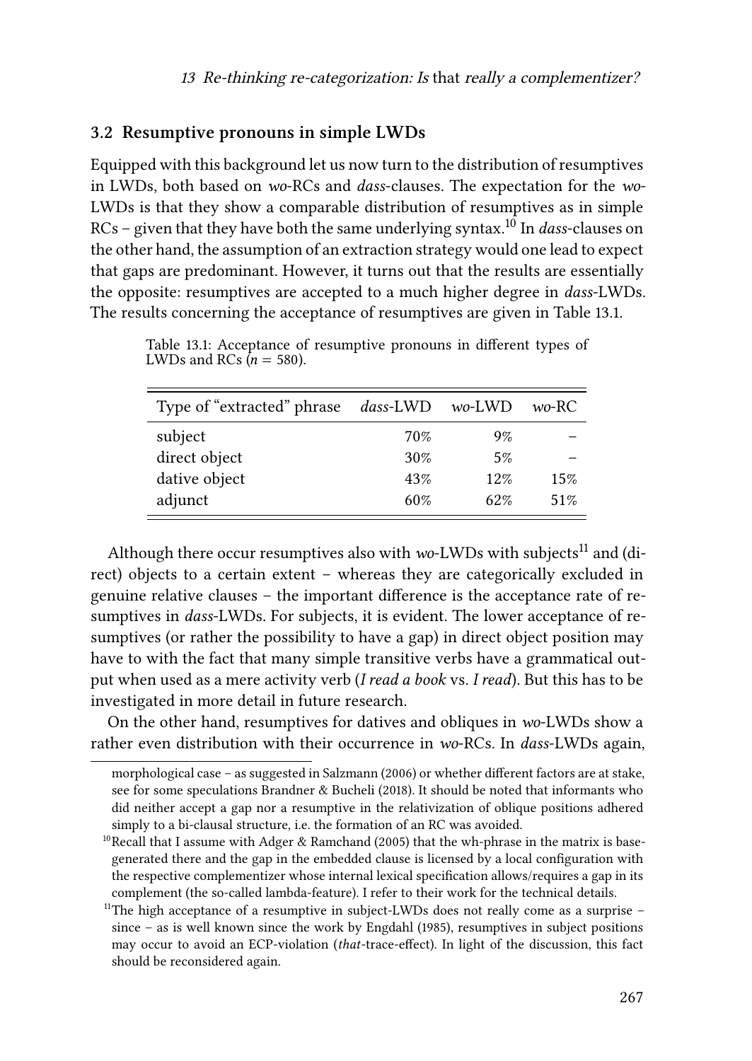### 3.2 Resumptive pronouns in simple LWDs

Equipped with this background let us now turn to the distribution of resumptives in LWDs, both based on *wo*-RCs and *dass*-clauses. The expectation for the *wo*-LWDs is that they show a comparable distribution of resumptives as in simple RCs – given that they have both the same underlying syntax.[10] In *dass*-clauses on the other hand, the assumption of an extraction strategy would one lead to expect that gaps are predominant. However, it turns out that the results are essentially the opposite: resumptives are accepted to a much higher degree in *dass*-LWDs. The results concerning the acceptance of resumptives are given in Table 13.1.

Table 13.1: Acceptance of resumptive pronouns in different types of LWDs and RCs ($n$ = 580).

| Type of "extracted" phrase | *dass*-LWD | *wo*-LWD | *wo*-RC |
|---|---|---|---|
| subject | 70% | 9% | – |
| direct object | 30% | 5% | – |
| dative object | 43% | 12% | 15% |
| adjunct | 60% | 62% | 51% |

Although there occur resumptives also with *wo*-LWDs with subjects[11] and (direct) objects to a certain extent – whereas they are categorically excluded in genuine relative clauses – the important difference is the acceptance rate of resumptives in *dass*-LWDs. For subjects, it is evident. The lower acceptance of resumptives (or rather the possibility to have a gap) in direct object position may have to with the fact that many simple transitive verbs have a grammatical output when used as a mere activity verb (*I read a book* vs. *I read*). But this has to be investigated in more detail in future research.

On the other hand, resumptives for datives and obliques in *wo*-LWDs show a rather even distribution with their occurrence in *wo*-RCs. In *dass*-LWDs again,

morphological case – as suggested in Salzmann (2006) or whether different factors are at stake, see for some speculations Brandner & Bucheli (2018). It should be noted that informants who did neither accept a gap nor a resumptive in the relativization of oblique positions adhered simply to a bi-clausal structure, i.e. the formation of an RC was avoided.

[10] Recall that I assume with Adger & Ramchand (2005) that the wh-phrase in the matrix is base-generated there and the gap in the embedded clause is licensed by a local configuration with the respective complementizer whose internal lexical specification allows/requires a gap in its complement (the so-called lambda-feature). I refer to their work for the technical details.

[11] The high acceptance of a resumptive in subject-LWDs does not really come as a surprise – since – as is well known since the work by Engdahl (1985), resumptives in subject positions may occur to avoid an ECP-violation (*that*-trace-effect). In light of the discussion, this fact should be reconsidered again.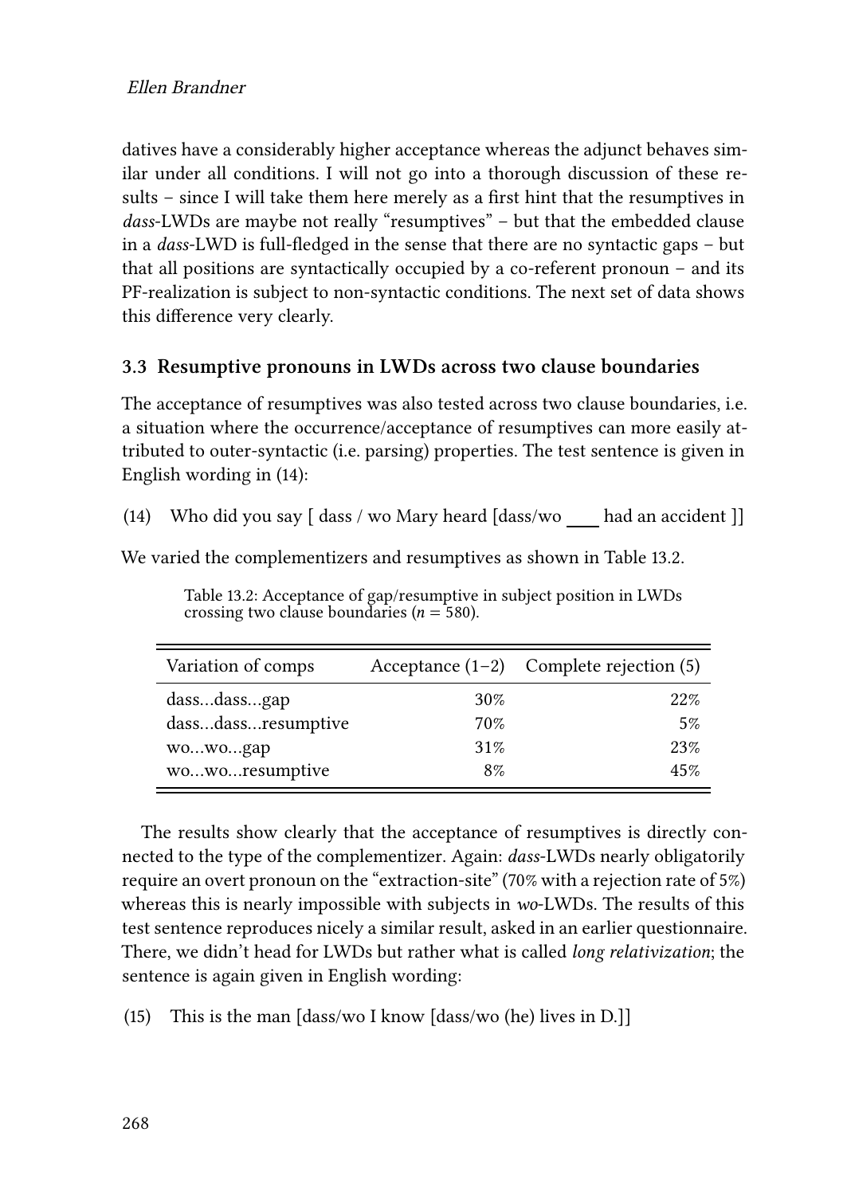datives have a considerably higher acceptance whereas the adjunct behaves similar under all conditions. I will not go into a thorough discussion of these results – since I will take them here merely as a first hint that the resumptives in *dass*-LWDs are maybe not really "resumptives" – but that the embedded clause in a *dass*-LWD is full-fledged in the sense that there are no syntactic gaps – but that all positions are syntactically occupied by a co-referent pronoun – and its PF-realization is subject to non-syntactic conditions. The next set of data shows this difference very clearly.

### 3.3 Resumptive pronouns in LWDs across two clause boundaries

The acceptance of resumptives was also tested across two clause boundaries, i.e. a situation where the occurrence/acceptance of resumptives can more easily attributed to outer-syntactic (i.e. parsing) properties. The test sentence is given in English wording in (14):

(14) Who did you say [ dass / wo Mary heard [dass/wo ___ had an accident ]]

We varied the complementizers and resumptives as shown in Table 13.2.

Table 13.2: Acceptance of gap/resumptive in subject position in LWDs crossing two clause boundaries ($n$ = 580).

| Variation of comps | Acceptance (1–2) | Complete rejection (5) |
|---|---|---|
| dass…dass…gap | 30% | 22% |
| dass…dass…resumptive | 70% | 5% |
| wo…wo…gap | 31% | 23% |
| wo…wo…resumptive | 8% | 45% |

The results show clearly that the acceptance of resumptives is directly connected to the type of the complementizer. Again: *dass*-LWDs nearly obligatorily require an overt pronoun on the "extraction-site" (70% with a rejection rate of 5%) whereas this is nearly impossible with subjects in *wo*-LWDs. The results of this test sentence reproduces nicely a similar result, asked in an earlier questionnaire. There, we didn't head for LWDs but rather what is called *long relativization*; the sentence is again given in English wording:

(15) This is the man [dass/wo I know [dass/wo (he) lives in D.]]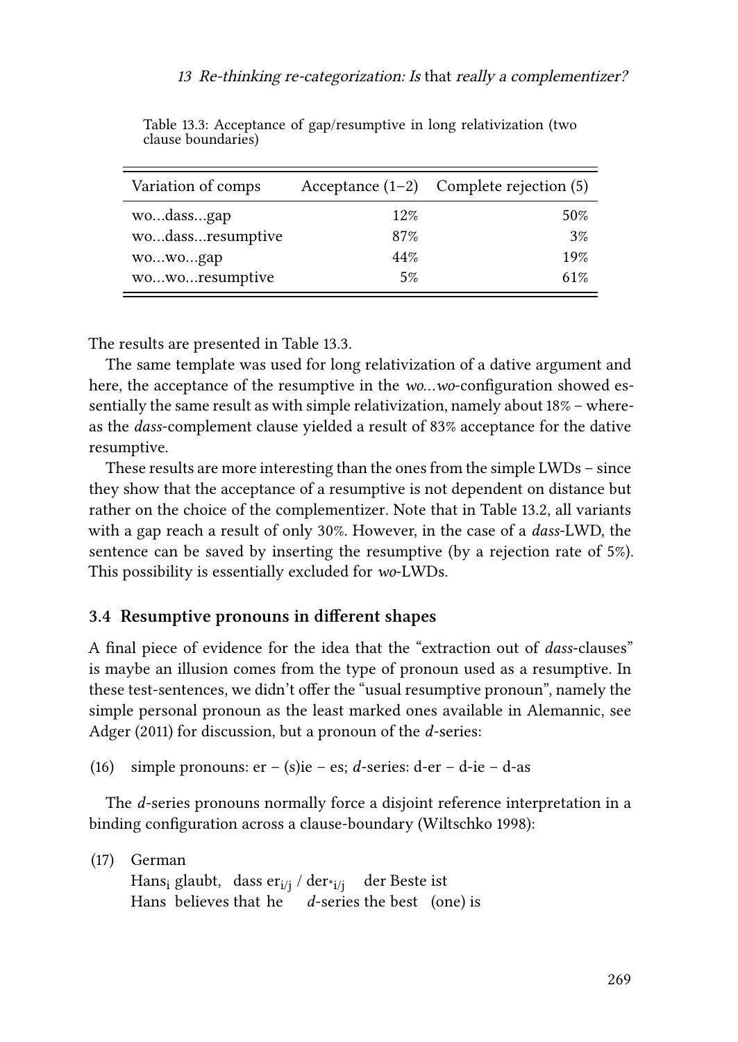Table 13.3: Acceptance of gap/resumptive in long relativization (two clause boundaries)

| Variation of comps | Acceptance (1–2) | Complete rejection (5) |
|---|---|---|
| wo…dass…gap | 12% | 50% |
| wo…dass…resumptive | 87% | 3% |
| wo…wo…gap | 44% | 19% |
| wo…wo…resumptive | 5% | 61% |

The results are presented in Table 13.3.

The same template was used for long relativization of a dative argument and here, the acceptance of the resumptive in the *wo…wo*-configuration showed essentially the same result as with simple relativization, namely about 18% – whereas the *dass*-complement clause yielded a result of 83% acceptance for the dative resumptive.

These results are more interesting than the ones from the simple LWDs – since they show that the acceptance of a resumptive is not dependent on distance but rather on the choice of the complementizer. Note that in Table 13.2, all variants with a gap reach a result of only 30%. However, in the case of a *dass*-LWD, the sentence can be saved by inserting the resumptive (by a rejection rate of 5%). This possibility is essentially excluded for *wo*-LWDs.

### 3.4 Resumptive pronouns in different shapes

A final piece of evidence for the idea that the "extraction out of *dass*-clauses" is maybe an illusion comes from the type of pronoun used as a resumptive. In these test-sentences, we didn't offer the "usual resumptive pronoun", namely the simple personal pronoun as the least marked ones available in Alemannic, see Adger (2011) for discussion, but a pronoun of the *d*-series:

(16) simple pronouns: er – (s)ie – es; *d*-series: d-er – d-ie – d-as

The *d*-series pronouns normally force a disjoint reference interpretation in a binding configuration across a clause-boundary (Wiltschko 1998):

(17) German
Hans$_{i}$ glaubt, dass er$_{i/j}$ / der$_{*i/j}$ der Beste ist
Hans believes that he *d*-series the best (one) is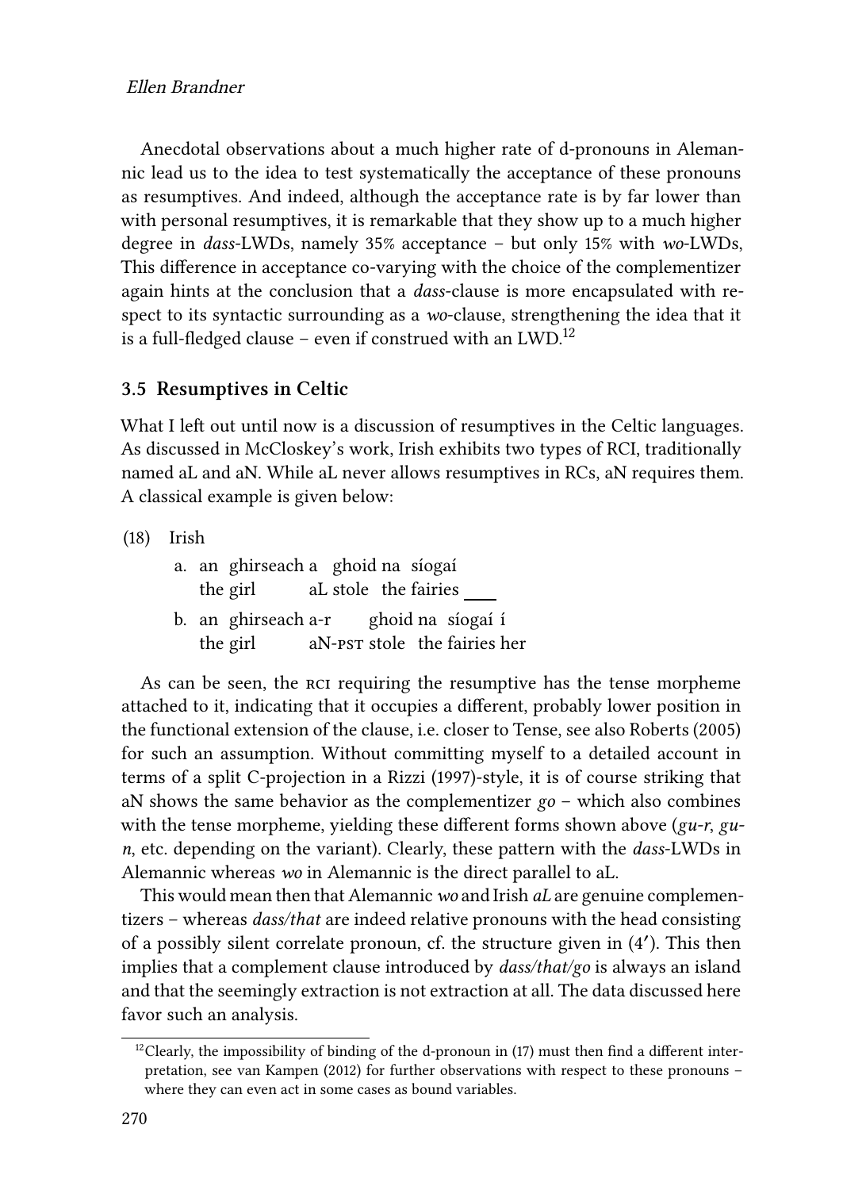Anecdotal observations about a much higher rate of d-pronouns in Alemannic lead us to the idea to test systematically the acceptance of these pronouns as resumptives. And indeed, although the acceptance rate is by far lower than with personal resumptives, it is remarkable that they show up to a much higher degree in *dass*-LWDs, namely 35% acceptance – but only 15% with *wo*-LWDs, This difference in acceptance co-varying with the choice of the complementizer again hints at the conclusion that a *dass*-clause is more encapsulated with respect to its syntactic surrounding as a *wo*-clause, strengthening the idea that it is a full-fledged clause – even if construed with an LWD.[12]

### 3.5 Resumptives in Celtic

What I left out until now is a discussion of resumptives in the Celtic languages. As discussed in McCloskey's work, Irish exhibits two types of RCI, traditionally named aL and aN. While aL never allows resumptives in RCs, aN requires them. A classical example is given below:

(18) Irish

a. an ghirseach a ghoid na síogaí
 the girl aL stole the fairies ___

b. an ghirseach a-r ghoid na síogaí í
 the girl aN-PST stole the fairies her

As can be seen, the RCI requiring the resumptive has the tense morpheme attached to it, indicating that it occupies a different, probably lower position in the functional extension of the clause, i.e. closer to Tense, see also Roberts (2005) for such an assumption. Without committing myself to a detailed account in terms of a split C-projection in a Rizzi (1997)-style, it is of course striking that aN shows the same behavior as the complementizer *go* – which also combines with the tense morpheme, yielding these different forms shown above (*gu-r*, *gu-n*, etc. depending on the variant). Clearly, these pattern with the *dass*-LWDs in Alemannic whereas *wo* in Alemannic is the direct parallel to aL.

This would mean then that Alemannic *wo* and Irish *aL* are genuine complementizers – whereas *dass/that* are indeed relative pronouns with the head consisting of a possibly silent correlate pronoun, cf. the structure given in (4′). This then implies that a complement clause introduced by *dass/that/go* is always an island and that the seemingly extraction is not extraction at all. The data discussed here favor such an analysis.

[12] Clearly, the impossibility of binding of the d-pronoun in (17) must then find a different interpretation, see van Kampen (2012) for further observations with respect to these pronouns – where they can even act in some cases as bound variables.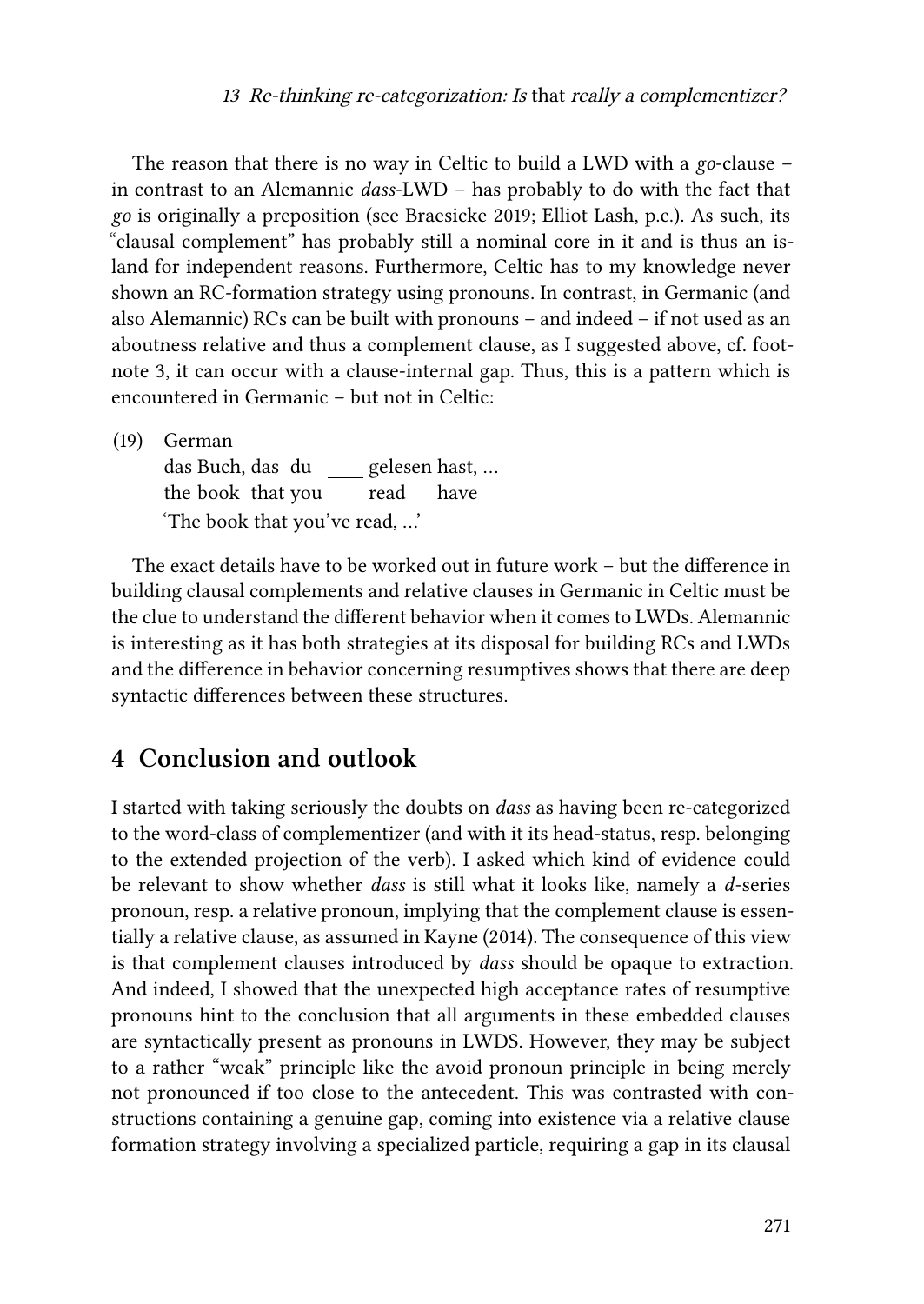The reason that there is no way in Celtic to build a LWD with a *go*-clause – in contrast to an Alemannic *dass*-LWD – has probably to do with the fact that *go* is originally a preposition (see Braesicke 2019; Elliot Lash, p.c.). As such, its "clausal complement" has probably still a nominal core in it and is thus an island for independent reasons. Furthermore, Celtic has to my knowledge never shown an RC-formation strategy using pronouns. In contrast, in Germanic (and also Alemannic) RCs can be built with pronouns – and indeed – if not used as an aboutness relative and thus a complement clause, as I suggested above, cf. footnote 3, it can occur with a clause-internal gap. Thus, this is a pattern which is encountered in Germanic – but not in Celtic:

(19) German
das Buch, das du \_\_\_ gelesen hast, …
the book that you read have
'The book that you've read, …'

The exact details have to be worked out in future work – but the difference in building clausal complements and relative clauses in Germanic in Celtic must be the clue to understand the different behavior when it comes to LWDs. Alemannic is interesting as it has both strategies at its disposal for building RCs and LWDs and the difference in behavior concerning resumptives shows that there are deep syntactic differences between these structures.

## 4 Conclusion and outlook

I started with taking seriously the doubts on *dass* as having been re-categorized to the word-class of complementizer (and with it its head-status, resp. belonging to the extended projection of the verb). I asked which kind of evidence could be relevant to show whether *dass* is still what it looks like, namely a *d*-series pronoun, resp. a relative pronoun, implying that the complement clause is essentially a relative clause, as assumed in Kayne (2014). The consequence of this view is that complement clauses introduced by *dass* should be opaque to extraction. And indeed, I showed that the unexpected high acceptance rates of resumptive pronouns hint to the conclusion that all arguments in these embedded clauses are syntactically present as pronouns in LWDS. However, they may be subject to a rather "weak" principle like the avoid pronoun principle in being merely not pronounced if too close to the antecedent. This was contrasted with constructions containing a genuine gap, coming into existence via a relative clause formation strategy involving a specialized particle, requiring a gap in its clausal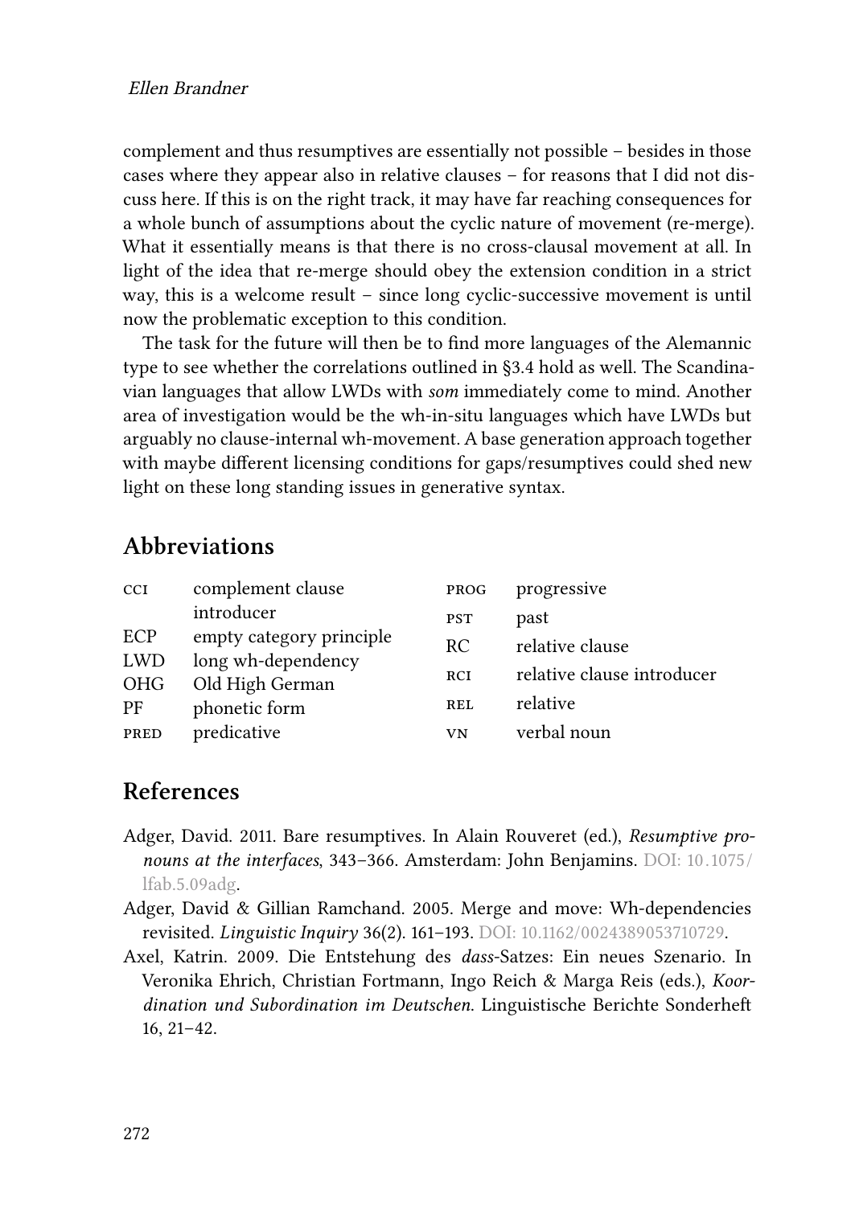complement and thus resumptives are essentially not possible – besides in those cases where they appear also in relative clauses – for reasons that I did not discuss here. If this is on the right track, it may have far reaching consequences for a whole bunch of assumptions about the cyclic nature of movement (re-merge). What it essentially means is that there is no cross-clausal movement at all. In light of the idea that re-merge should obey the extension condition in a strict way, this is a welcome result – since long cyclic-successive movement is until now the problematic exception to this condition.

The task for the future will then be to find more languages of the Alemannic type to see whether the correlations outlined in §3.4 hold as well. The Scandinavian languages that allow LWDs with *som* immediately come to mind. Another area of investigation would be the wh-in-situ languages which have LWDs but arguably no clause-internal wh-movement. A base generation approach together with maybe different licensing conditions for gaps/resumptives could shed new light on these long standing issues in generative syntax.

## Abbreviations

| | |
|---|---|
| CCI | complement clause introducer |
| ECP | empty category principle |
| LWD | long wh-dependency |
| OHG | Old High German |
| PF | phonetic form |
| PRED | predicative |
| PROG | progressive |
| PST | past |
| RC | relative clause |
| RCI | relative clause introducer |
| REL | relative |
| VN | verbal noun |

## References

Adger, David. 2011. Bare resumptives. In Alain Rouveret (ed.), *Resumptive pronouns at the interfaces*, 343–366. Amsterdam: John Benjamins. DOI: 10.1075/lfab.5.09adg.

Adger, David & Gillian Ramchand. 2005. Merge and move: Wh-dependencies revisited. *Linguistic Inquiry* 36(2). 161–193. DOI: 10.1162/0024389053710729.

Axel, Katrin. 2009. Die Entstehung des *dass*-Satzes: Ein neues Szenario. In Veronika Ehrich, Christian Fortmann, Ingo Reich & Marga Reis (eds.), *Koordination und Subordination im Deutschen*. Linguistische Berichte Sonderheft 16, 21–42.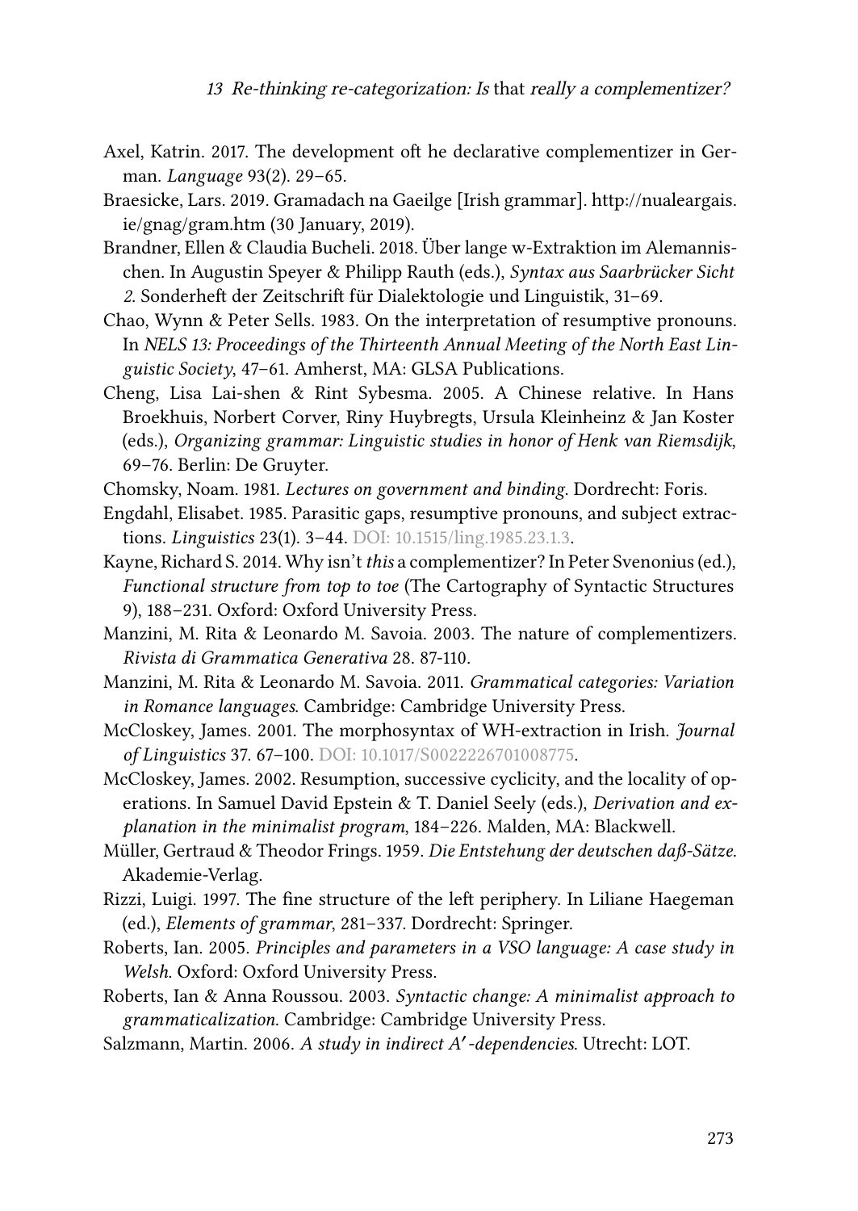Axel, Katrin. 2017. The development oft he declarative complementizer in German. *Language* 93(2). 29–65.

Braesicke, Lars. 2019. Gramadach na Gaeilge [Irish grammar]. http://nualeargais.ie/gnag/gram.htm (30 January, 2019).

Brandner, Ellen & Claudia Bucheli. 2018. Über lange w-Extraktion im Alemannischen. In Augustin Speyer & Philipp Rauth (eds.), *Syntax aus Saarbrücker Sicht 2*. Sonderheft der Zeitschrift für Dialektologie und Linguistik, 31–69.

Chao, Wynn & Peter Sells. 1983. On the interpretation of resumptive pronouns. In *NELS 13: Proceedings of the Thirteenth Annual Meeting of the North East Linguistic Society*, 47–61. Amherst, MA: GLSA Publications.

Cheng, Lisa Lai-shen & Rint Sybesma. 2005. A Chinese relative. In Hans Broekhuis, Norbert Corver, Riny Huybregts, Ursula Kleinheinz & Jan Koster (eds.), *Organizing grammar: Linguistic studies in honor of Henk van Riemsdijk*, 69–76. Berlin: De Gruyter.

Chomsky, Noam. 1981. *Lectures on government and binding*. Dordrecht: Foris.

Engdahl, Elisabet. 1985. Parasitic gaps, resumptive pronouns, and subject extractions. *Linguistics* 23(1). 3–44. DOI: 10.1515/ling.1985.23.1.3.

Kayne, Richard S. 2014. Why isn't *this* a complementizer? In Peter Svenonius (ed.), *Functional structure from top to toe* (The Cartography of Syntactic Structures 9), 188–231. Oxford: Oxford University Press.

Manzini, M. Rita & Leonardo M. Savoia. 2003. The nature of complementizers. *Rivista di Grammatica Generativa* 28. 87-110.

Manzini, M. Rita & Leonardo M. Savoia. 2011. *Grammatical categories: Variation in Romance languages*. Cambridge: Cambridge University Press.

McCloskey, James. 2001. The morphosyntax of WH-extraction in Irish. *Journal of Linguistics* 37. 67–100. DOI: 10.1017/S0022226701008775.

McCloskey, James. 2002. Resumption, successive cyclicity, and the locality of operations. In Samuel David Epstein & T. Daniel Seely (eds.), *Derivation and explanation in the minimalist program*, 184–226. Malden, MA: Blackwell.

Müller, Gertraud & Theodor Frings. 1959. *Die Entstehung der deutschen daß-Sätze*. Akademie-Verlag.

Rizzi, Luigi. 1997. The fine structure of the left periphery. In Liliane Haegeman (ed.), *Elements of grammar*, 281–337. Dordrecht: Springer.

Roberts, Ian. 2005. *Principles and parameters in a VSO language: A case study in Welsh*. Oxford: Oxford University Press.

Roberts, Ian & Anna Roussou. 2003. *Syntactic change: A minimalist approach to grammaticalization*. Cambridge: Cambridge University Press.

Salzmann, Martin. 2006. *A study in indirect A′-dependencies*. Utrecht: LOT.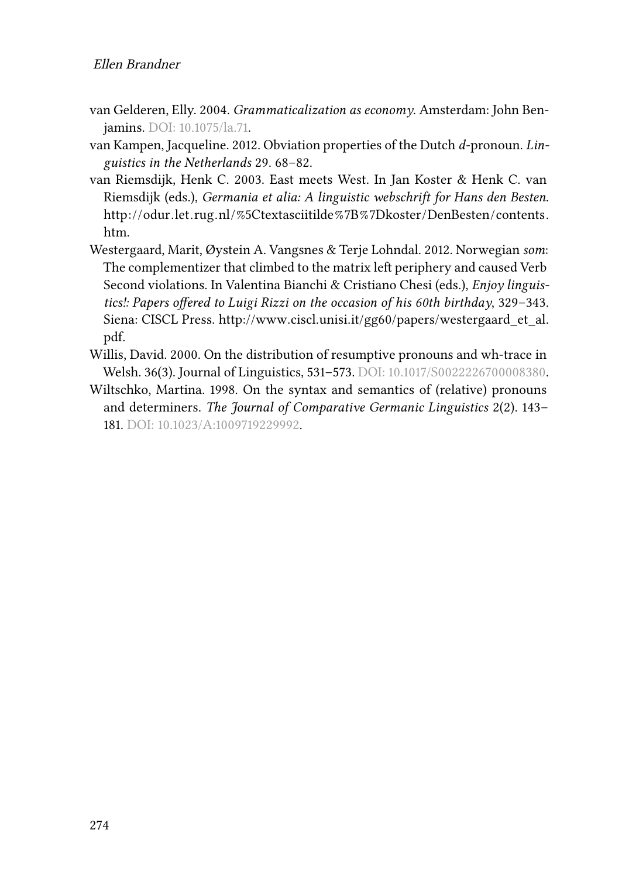van Gelderen, Elly. 2004. *Grammaticalization as economy*. Amsterdam: John Benjamins. DOI: 10.1075/la.71.

van Kampen, Jacqueline. 2012. Obviation properties of the Dutch *d*-pronoun. *Linguistics in the Netherlands* 29. 68–82.

van Riemsdijk, Henk C. 2003. East meets West. In Jan Koster & Henk C. van Riemsdijk (eds.), *Germania et alia: A linguistic webschrift for Hans den Besten*. http://odur.let.rug.nl/%5Ctextasciitilde%7B%7Dkoster/DenBesten/contents.htm.

Westergaard, Marit, Øystein A. Vangsnes & Terje Lohndal. 2012. Norwegian *som*: The complementizer that climbed to the matrix left periphery and caused Verb Second violations. In Valentina Bianchi & Cristiano Chesi (eds.), *Enjoy linguistics!: Papers offered to Luigi Rizzi on the occasion of his 60th birthday*, 329–343. Siena: CISCL Press. http://www.ciscl.unisi.it/gg60/papers/westergaard_et_al.pdf.

Willis, David. 2000. On the distribution of resumptive pronouns and wh-trace in Welsh. 36(3). Journal of Linguistics, 531–573. DOI: 10.1017/S0022226700008380.

Wiltschko, Martina. 1998. On the syntax and semantics of (relative) pronouns and determiners. *The Journal of Comparative Germanic Linguistics* 2(2). 143–181. DOI: 10.1023/A:1009719229992.